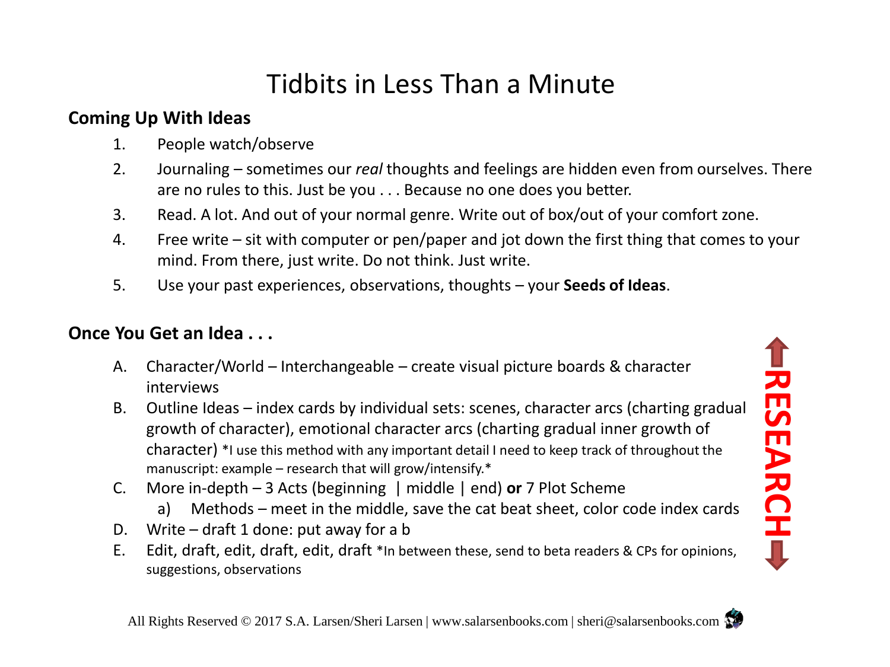# Tidbits in Less Than a Minute

**Coming Up With Ideas**

1. People watch/observe
2. Journaling – sometimes our *real* thoughts and feelings are hidden even from ourselves. There are no rules to this. Just be you . . . Because no one does you better.
3. Read. A lot. And out of your normal genre. Write out of box/out of your comfort zone.
4. Free write – sit with computer or pen/paper and jot down the first thing that comes to your mind. From there, just write. Do not think. Just write.
5. Use your past experiences, observations, thoughts – your **Seeds of Ideas**.

**Once You Get an Idea . . .**

A. Character/World – Interchangeable – create visual picture boards & character interviews

B. Outline Ideas – index cards by individual sets: scenes, character arcs (charting gradual growth of character), emotional character arcs (charting gradual inner growth of character) *I use this method with any important detail I need to keep track of throughout the manuscript: example – research that will grow/intensify.*

C. More in-depth – 3 Acts (beginning | middle | end) **or** 7 Plot Scheme

   a) Methods – meet in the middle, save the cat beat sheet, color code index cards

D. Write – draft 1 done: put away for a b

E. Edit, draft, edit, draft, edit, draft *In between these, send to beta readers & CPs for opinions, suggestions, observations

**RESEARCH**

All Rights Reserved © 2017 S.A. Larsen/Sheri Larsen | www.salarsenbooks.com | sheri@salarsenbooks.com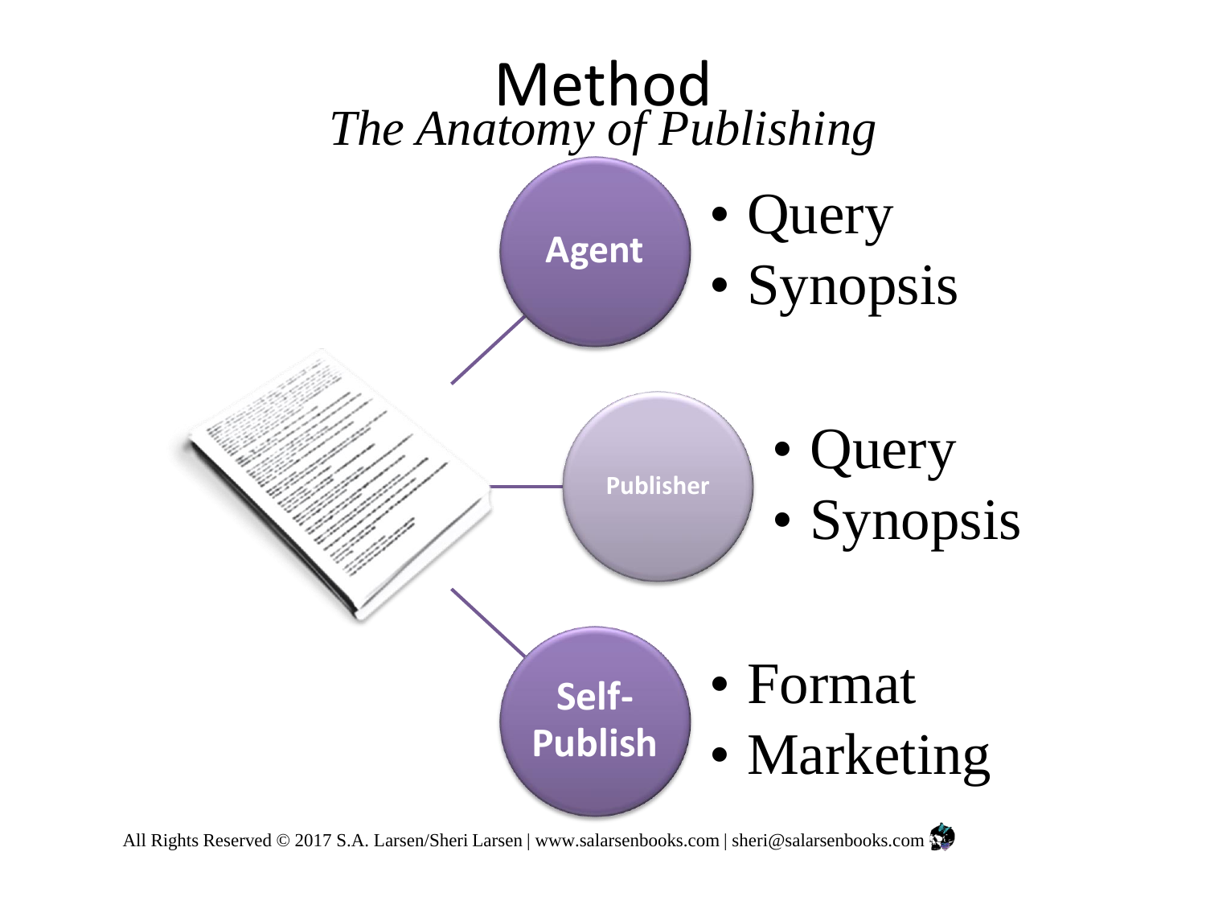# Method

*The Anatomy of Publishing*

**Agent**

- Query
- Synopsis

**Publisher**

- Query
- Synopsis

**Self-Publish**

- Format
- Marketing

All Rights Reserved © 2017 S.A. Larsen/Sheri Larsen | www.salarsenbooks.com | sheri@salarsenbooks.com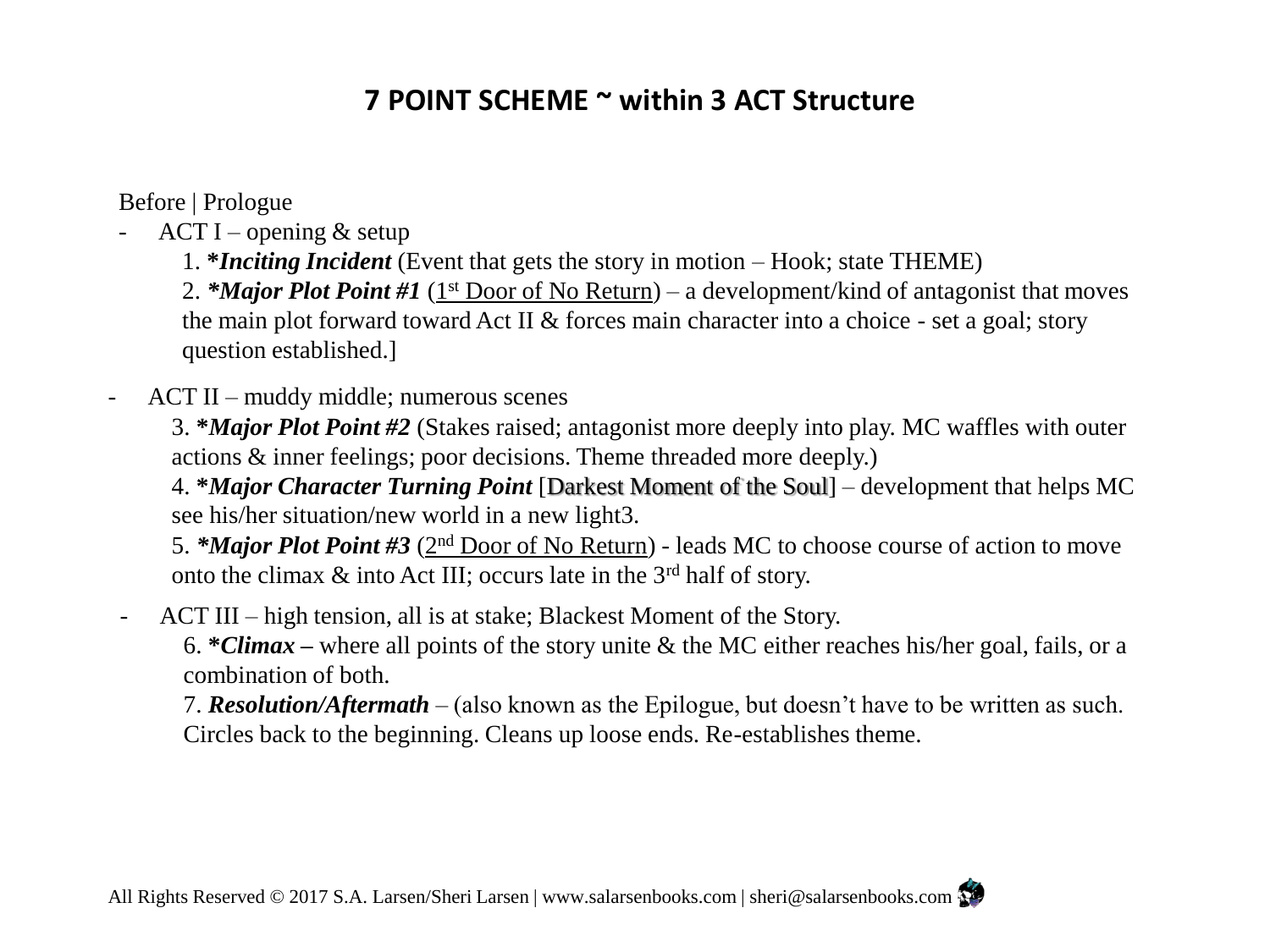# 7 POINT SCHEME ~ within 3 ACT Structure

Before | Prologue

- ACT I – opening & setup
  1. ***Inciting Incident*** (Event that gets the story in motion – Hook; state THEME)
  2. ***Major Plot Point #1*** (1st Door of No Return) – a development/kind of antagonist that moves the main plot forward toward Act II & forces main character into a choice - set a goal; story question established.]

- ACT II – muddy middle; numerous scenes
  3. ***Major Plot Point #2*** (Stakes raised; antagonist more deeply into play. MC waffles with outer actions & inner feelings; poor decisions. Theme threaded more deeply.)
  4. ***Major Character Turning Point*** [Darkest Moment of the Soul] – development that helps MC see his/her situation/new world in a new light3.
  5. ***Major Plot Point #3*** (2nd Door of No Return) - leads MC to choose course of action to move onto the climax & into Act III; occurs late in the 3rd half of story.

- ACT III – high tension, all is at stake; Blackest Moment of the Story.
  6. ***Climax*** **–** where all points of the story unite & the MC either reaches his/her goal, fails, or a combination of both.
  7. ***Resolution/Aftermath*** – (also known as the Epilogue, but doesn't have to be written as such. Circles back to the beginning. Cleans up loose ends. Re-establishes theme.

All Rights Reserved © 2017 S.A. Larsen/Sheri Larsen | www.salarsenbooks.com | sheri@salarsenbooks.com